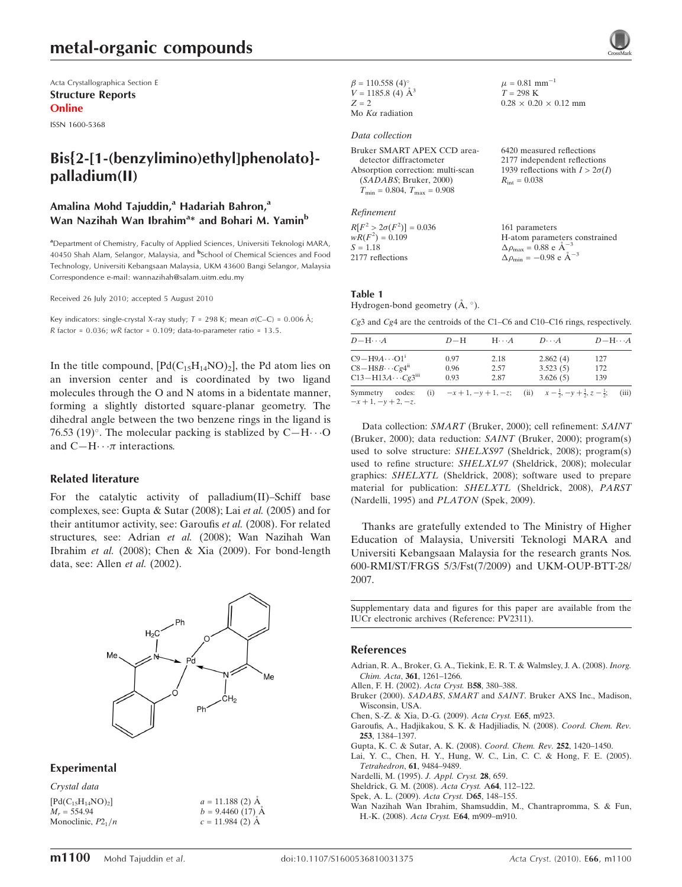Acta Crystallographica Section E

**Structure Reports Online**

ISSN 1600-5368

# Bis{2-[1-(benzylimino)ethyl]phenolato}-palladium(II)

**Amalina Mohd Tajuddin,[a] Hadariah Bahron,[a] Wan Nazihah Wan Ibrahim[a]* and Bohari M. Yamin[b]**

[a]Department of Chemistry, Faculty of Applied Sciences, Universiti Teknologi MARA, 40450 Shah Alam, Selangor, Malaysia, and [b]School of Chemical Sciences and Food Technology, Universiti Kebangsaan Malaysia, UKM 43600 Bangi Selangor, Malaysia
Correspondence e-mail: wannazihah@salam.uitm.edu.my

Received 26 July 2010; accepted 5 August 2010

Key indicators: single-crystal X-ray study; $T$ = 298 K; mean $\sigma$(C–C) = 0.006 Å; $R$ factor = 0.036; $wR$ factor = 0.109; data-to-parameter ratio = 13.5.

In the title compound, $[Pd(C_{15}H_{14}NO)_2]$, the Pd atom lies on an inversion center and is coordinated by two ligand molecules through the O and N atoms in a bidentate manner, forming a slightly distorted square-planar geometry. The dihedral angle between the two benzene rings in the ligand is 76.53 (19)°. The molecular packing is stablized by C—H⋯O and C—H⋯$\pi$ interactions.

## Related literature

For the catalytic activity of palladium(II)–Schiff base complexes, see: Gupta & Sutar (2008); Lai *et al.* (2005) and for their antitumor activity, see: Garoufis *et al.* (2008). For related structures, see: Adrian *et al.* (2008); Wan Nazihah Wan Ibrahim *et al.* (2008); Chen & Xia (2009). For bond-length data, see: Allen *et al.* (2002).

## Experimental

### Crystal data

$[Pd(C_{15}H_{14}NO)_2]$
$M_r$ = 554.94
Monoclinic, $P2_1/n$
$a$ = 11.188 (2) Å
$b$ = 9.4460 (17) Å
$c$ = 11.984 (2) Å
$\beta$ = 110.558 (4)°
$V$ = 1185.8 (4) Å$^3$
$Z$ = 2
Mo $K\alpha$ radiation
$\mu$ = 0.81 mm$^{-1}$
$T$ = 298 K
0.28 × 0.20 × 0.12 mm

### Data collection

Bruker SMART APEX CCD area-detector diffractometer
Absorption correction: multi-scan (*SADABS*; Bruker, 2000)
$T_{min}$ = 0.804, $T_{max}$ = 0.908
6420 measured reflections
2177 independent reflections
1939 reflections with $I > 2\sigma(I)$
$R_{int}$ = 0.038

### Refinement

$R[F^2 > 2\sigma(F^2)]$ = 0.036
$wR(F^2)$ = 0.109
$S$ = 1.18
2177 reflections
161 parameters
H-atom parameters constrained
$\Delta\rho_{max}$ = 0.88 e Å$^{-3}$
$\Delta\rho_{min}$ = −0.98 e Å$^{-3}$

**Table 1**
Hydrogen-bond geometry (Å, °).

*Cg*3 and *Cg*4 are the centroids of the C1–C6 and C10–C16 rings, respectively.

| $D$—H⋯$A$ | $D$—H | H⋯$A$ | $D$⋯$A$ | $D$—H⋯$A$ |
|---|---|---|---|---|
| C9—H9$A$⋯O1$^{i}$ | 0.97 | 2.18 | 2.862 (4) | 127 |
| C8—H8$B$⋯*Cg*4$^{ii}$ | 0.96 | 2.57 | 3.523 (5) | 172 |
| C13—H13$A$⋯*Cg*3$^{iii}$ | 0.93 | 2.87 | 3.626 (5) | 139 |

Symmetry codes: (i) $-x+1, -y+1, -z$; (ii) $x-\frac{1}{2}, -y+\frac{1}{2}, z-\frac{1}{2}$; (iii) $-x+1, -y+2, -z$.

Data collection: *SMART* (Bruker, 2000); cell refinement: *SAINT* (Bruker, 2000); data reduction: *SAINT* (Bruker, 2000); program(s) used to solve structure: *SHELXS97* (Sheldrick, 2008); program(s) used to refine structure: *SHELXL97* (Sheldrick, 2008); molecular graphics: *SHELXTL* (Sheldrick, 2008); software used to prepare material for publication: *SHELXTL* (Sheldrick, 2008), *PARST* (Nardelli, 1995) and *PLATON* (Spek, 2009).

Thanks are gratefully extended to The Ministry of Higher Education of Malaysia, Universiti Teknologi MARA and Universiti Kebangsaan Malaysia for the research grants Nos. 600-RMI/ST/FRGS 5/3/Fst(7/2009) and UKM-OUP-BTT-28/2007.

Supplementary data and figures for this paper are available from the IUCr electronic archives (Reference: PV2311).

## References

Adrian, R. A., Broker, G. A., Tiekink, E. R. T. & Walmsley, J. A. (2008). *Inorg. Chim. Acta*, **361**, 1261–1266.
Allen, F. H. (2002). *Acta Cryst.* B**58**, 380–388.
Bruker (2000). *SADABS*, *SMART* and *SAINT*. Bruker AXS Inc., Madison, Wisconsin, USA.
Chen, S.-Z. & Xia, D.-G. (2009). *Acta Cryst.* E**65**, m923.
Garoufis, A., Hadjikakou, S. K. & Hadjiliadis, N. (2008). *Coord. Chem. Rev.* **253**, 1384–1397.
Gupta, K. C. & Sutar, A. K. (2008). *Coord. Chem. Rev.* **252**, 1420–1450.
Lai, Y. C., Chen, H. Y., Hung, W. C., Lin, C. C. & Hong, F. E. (2005). *Tetrahedron*, **61**, 9484–9489.
Nardelli, M. (1995). *J. Appl. Cryst.* **28**, 659.
Sheldrick, G. M. (2008). *Acta Cryst.* A**64**, 112–122.
Spek, A. L. (2009). *Acta Cryst.* D**65**, 148–155.
Wan Nazihah Wan Ibrahim, Shamsuddin, M., Chantrapromma, S. & Fun, H.-K. (2008). *Acta Cryst.* E**64**, m909–m910.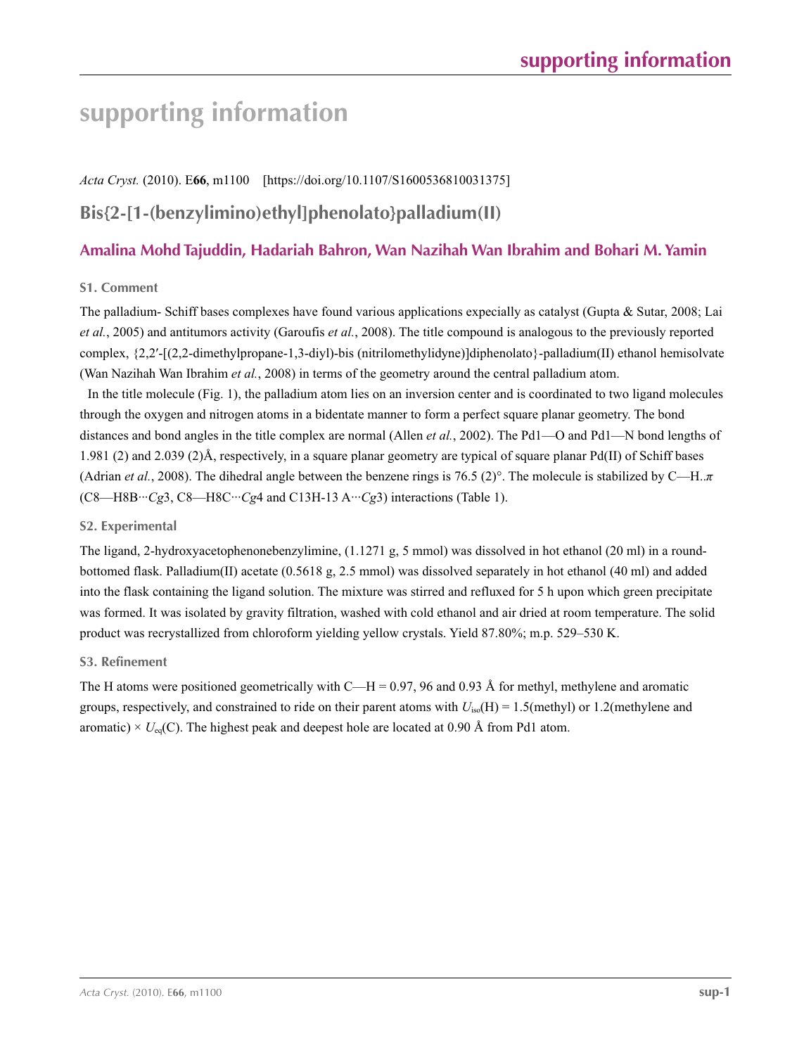# supporting information

*Acta Cryst.* (2010). E**66**, m1100 [https://doi.org/10.1107/S1600536810031375]

## Bis{2-[1-(benzylimino)ethyl]phenolato}palladium(II)

### Amalina Mohd Tajuddin, Hadariah Bahron, Wan Nazihah Wan Ibrahim and Bohari M. Yamin

### S1. Comment

The palladium- Schiff bases complexes have found various applications expecially as catalyst (Gupta & Sutar, 2008; Lai *et al.*, 2005) and antitumors activity (Garoufis *et al.*, 2008). The title compound is analogous to the previously reported complex, {2,2′-[(2,2-dimethylpropane-1,3-diyl)-bis (nitrilomethylidyne)]diphenolato}-palladium(II) ethanol hemisolvate (Wan Nazihah Wan Ibrahim *et al.*, 2008) in terms of the geometry around the central palladium atom.

In the title molecule (Fig. 1), the palladium atom lies on an inversion center and is coordinated to two ligand molecules through the oxygen and nitrogen atoms in a bidentate manner to form a perfect square planar geometry. The bond distances and bond angles in the title complex are normal (Allen *et al.*, 2002). The Pd1—O and Pd1—N bond lengths of 1.981 (2) and 2.039 (2)Å, respectively, in a square planar geometry are typical of square planar Pd(II) of Schiff bases (Adrian *et al.*, 2008). The dihedral angle between the benzene rings is 76.5 (2)°. The molecule is stabilized by C—H..*π* (C8—H8B···*Cg*3, C8—H8C···*Cg*4 and C13H-13 A···*Cg*3) interactions (Table 1).

### S2. Experimental

The ligand, 2-hydroxyacetophenonebenzylimine, (1.1271 g, 5 mmol) was dissolved in hot ethanol (20 ml) in a round-bottomed flask. Palladium(II) acetate (0.5618 g, 2.5 mmol) was dissolved separately in hot ethanol (40 ml) and added into the flask containing the ligand solution. The mixture was stirred and refluxed for 5 h upon which green precipitate was formed. It was isolated by gravity filtration, washed with cold ethanol and air dried at room temperature. The solid product was recrystallized from chloroform yielding yellow crystals. Yield 87.80%; m.p. 529–530 K.

### S3. Refinement

The H atoms were positioned geometrically with C—H = 0.97, 96 and 0.93 Å for methyl, methylene and aromatic groups, respectively, and constrained to ride on their parent atoms with $U_{iso}$(H) = 1.5(methyl) or 1.2(methylene and aromatic) × $U_{eq}$(C). The highest peak and deepest hole are located at 0.90 Å from Pd1 atom.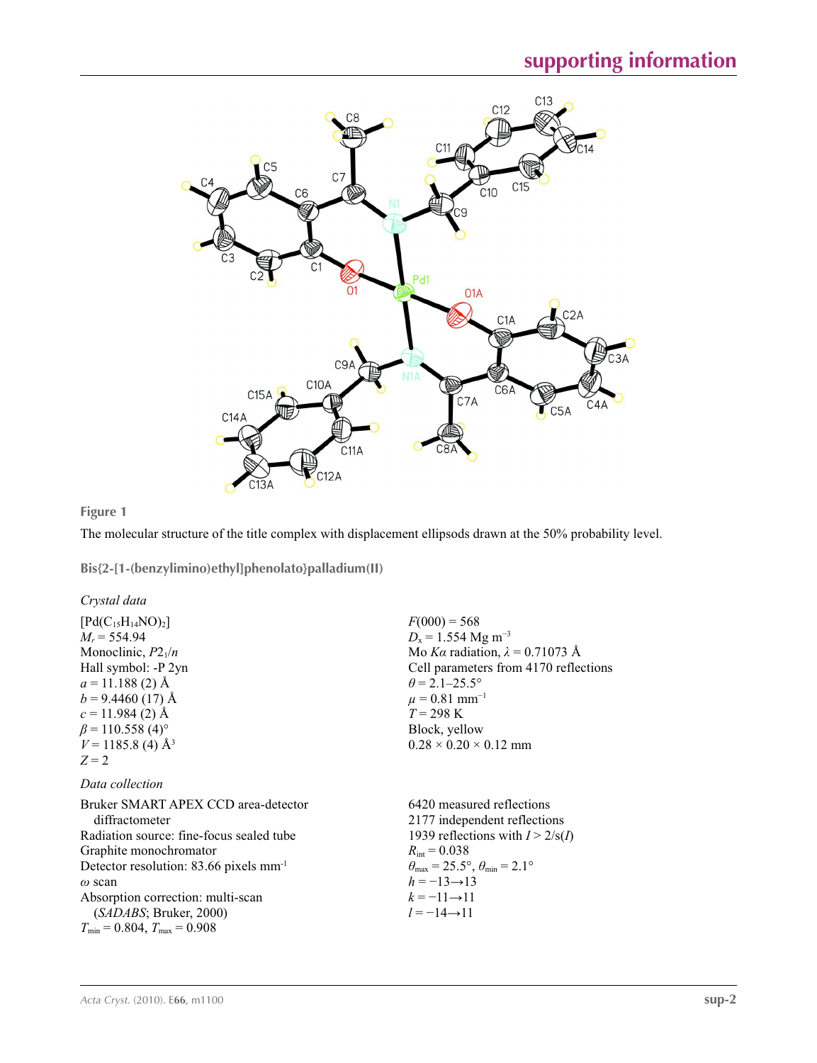**Figure 1**

The molecular structure of the title complex with displacement ellipsods drawn at the 50% probability level.

## Bis{2-[1-(benzylimino)ethyl]phenolato}palladium(II)

### *Crystal data*

$[Pd(C_{15}H_{14}NO)_2]$
$M_r = 554.94$
Monoclinic, $P2_1/n$
Hall symbol: -P 2yn
$a = 11.188$ (2) Å
$b = 9.4460$ (17) Å
$c = 11.984$ (2) Å
$\beta = 110.558$ (4)°
$V = 1185.8$ (4) Å$^3$
$Z = 2$
$F(000) = 568$
$D_x = 1.554$ Mg m$^{-3}$
Mo $K\alpha$ radiation, $\lambda = 0.71073$ Å
Cell parameters from 4170 reflections
$\theta = 2.1$–$25.5°$
$\mu = 0.81$ mm$^{-1}$
$T = 298$ K
Block, yellow
0.28 × 0.20 × 0.12 mm

### *Data collection*

Bruker SMART APEX CCD area-detector diffractometer
Radiation source: fine-focus sealed tube
Graphite monochromator
Detector resolution: 83.66 pixels mm$^{-1}$
$\omega$ scan
Absorption correction: multi-scan (*SADABS*; Bruker, 2000)
$T_{min} = 0.804$, $T_{max} = 0.908$
6420 measured reflections
2177 independent reflections
1939 reflections with $I > 2/s(I)$
$R_{int} = 0.038$
$\theta_{max} = 25.5°$, $\theta_{min} = 2.1°$
$h = -13 \rightarrow 13$
$k = -11 \rightarrow 11$
$l = -14 \rightarrow 11$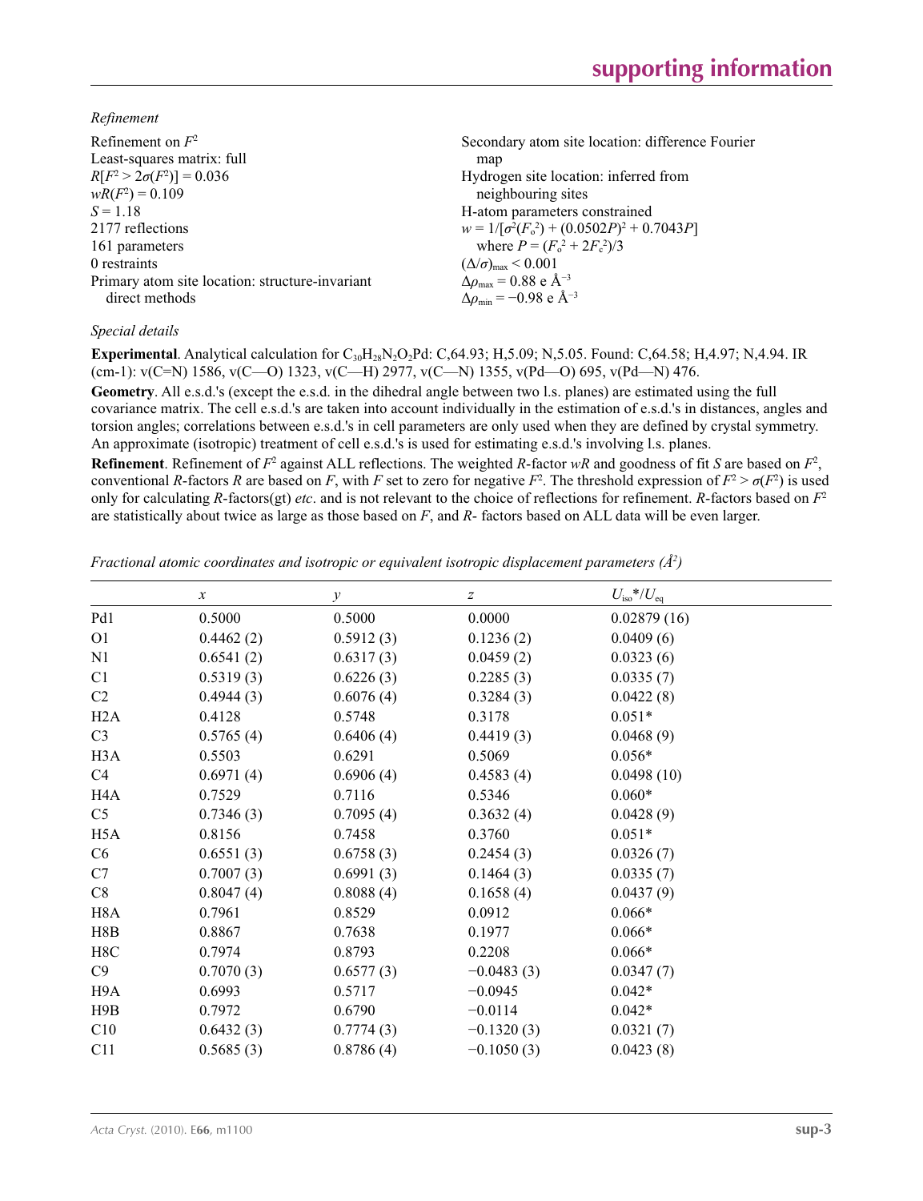*Refinement*

Refinement on $F^2$
Least-squares matrix: full
$R[F^2 > 2\sigma(F^2)] = 0.036$
$wR(F^2) = 0.109$
$S = 1.18$
2177 reflections
161 parameters
0 restraints
Primary atom site location: structure-invariant direct methods
Secondary atom site location: difference Fourier map
Hydrogen site location: inferred from neighbouring sites
H-atom parameters constrained
$w = 1/[\sigma^2(F_o^2) + (0.0502P)^2 + 0.7043P]$ where $P = (F_o^2 + 2F_c^2)/3$
$(\Delta/\sigma)_{max} < 0.001$
$\Delta\rho_{max} = 0.88$ e Å$^{-3}$
$\Delta\rho_{min} = -0.98$ e Å$^{-3}$

*Special details*

**Experimental**. Analytical calculation for $C_{30}H_{28}N_2O_2Pd$: C,64.93; H,5.09; N,5.05. Found: C,64.58; H,4.97; N,4.94. IR (cm-1): ν(C=N) 1586, ν(C—O) 1323, ν(C—H) 2977, ν(C—N) 1355, ν(Pd—O) 695, ν(Pd—N) 476.

**Geometry**. All e.s.d.'s (except the e.s.d. in the dihedral angle between two l.s. planes) are estimated using the full covariance matrix. The cell e.s.d.'s are taken into account individually in the estimation of e.s.d.'s in distances, angles and torsion angles; correlations between e.s.d.'s in cell parameters are only used when they are defined by crystal symmetry. An approximate (isotropic) treatment of cell e.s.d.'s is used for estimating e.s.d.'s involving l.s. planes.

**Refinement**. Refinement of $F^2$ against ALL reflections. The weighted $R$-factor $wR$ and goodness of fit $S$ are based on $F^2$, conventional $R$-factors $R$ are based on $F$, with $F$ set to zero for negative $F^2$. The threshold expression of $F^2 > \sigma(F^2)$ is used only for calculating $R$-factors(gt) *etc*. and is not relevant to the choice of reflections for refinement. $R$-factors based on $F^2$ are statistically about twice as large as those based on $F$, and $R$- factors based on ALL data will be even larger.

*Fractional atomic coordinates and isotropic or equivalent isotropic displacement parameters (Å$^2$)*

| | $x$ | $y$ | $z$ | $U_{iso}$*/$U_{eq}$ |
|---|---|---|---|---|
| Pd1 | 0.5000 | 0.5000 | 0.0000 | 0.02879 (16) |
| O1 | 0.4462 (2) | 0.5912 (3) | 0.1236 (2) | 0.0409 (6) |
| N1 | 0.6541 (2) | 0.6317 (3) | 0.0459 (2) | 0.0323 (6) |
| C1 | 0.5319 (3) | 0.6226 (3) | 0.2285 (3) | 0.0335 (7) |
| C2 | 0.4944 (3) | 0.6076 (4) | 0.3284 (3) | 0.0422 (8) |
| H2A | 0.4128 | 0.5748 | 0.3178 | 0.051* |
| C3 | 0.5765 (4) | 0.6406 (4) | 0.4419 (3) | 0.0468 (9) |
| H3A | 0.5503 | 0.6291 | 0.5069 | 0.056* |
| C4 | 0.6971 (4) | 0.6906 (4) | 0.4583 (4) | 0.0498 (10) |
| H4A | 0.7529 | 0.7116 | 0.5346 | 0.060* |
| C5 | 0.7346 (3) | 0.7095 (4) | 0.3632 (4) | 0.0428 (9) |
| H5A | 0.8156 | 0.7458 | 0.3760 | 0.051* |
| C6 | 0.6551 (3) | 0.6758 (3) | 0.2454 (3) | 0.0326 (7) |
| C7 | 0.7007 (3) | 0.6991 (3) | 0.1464 (3) | 0.0335 (7) |
| C8 | 0.8047 (4) | 0.8088 (4) | 0.1658 (4) | 0.0437 (9) |
| H8A | 0.7961 | 0.8529 | 0.0912 | 0.066* |
| H8B | 0.8867 | 0.7638 | 0.1977 | 0.066* |
| H8C | 0.7974 | 0.8793 | 0.2208 | 0.066* |
| C9 | 0.7070 (3) | 0.6577 (3) | −0.0483 (3) | 0.0347 (7) |
| H9A | 0.6993 | 0.5717 | −0.0945 | 0.042* |
| H9B | 0.7972 | 0.6790 | −0.0114 | 0.042* |
| C10 | 0.6432 (3) | 0.7774 (3) | −0.1320 (3) | 0.0321 (7) |
| C11 | 0.5685 (3) | 0.8786 (4) | −0.1050 (3) | 0.0423 (8) |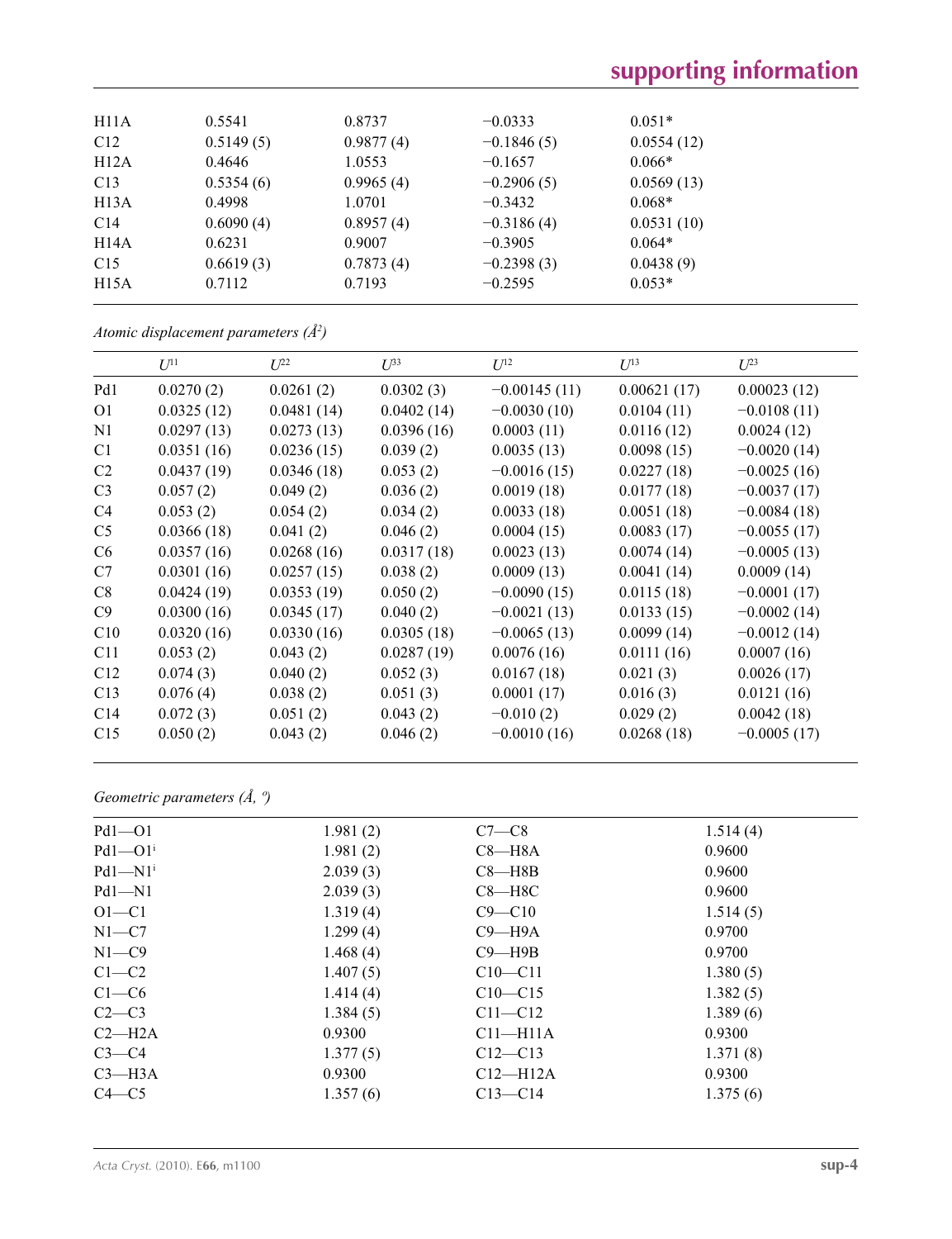| | | | | |
|---|---|---|---|---|
| H11A | 0.5541 | 0.8737 | −0.0333 | 0.051* |
| C12 | 0.5149 (5) | 0.9877 (4) | −0.1846 (5) | 0.0554 (12) |
| H12A | 0.4646 | 1.0553 | −0.1657 | 0.066* |
| C13 | 0.5354 (6) | 0.9965 (4) | −0.2906 (5) | 0.0569 (13) |
| H13A | 0.4998 | 1.0701 | −0.3432 | 0.068* |
| C14 | 0.6090 (4) | 0.8957 (4) | −0.3186 (4) | 0.0531 (10) |
| H14A | 0.6231 | 0.9007 | −0.3905 | 0.064* |
| C15 | 0.6619 (3) | 0.7873 (4) | −0.2398 (3) | 0.0438 (9) |
| H15A | 0.7112 | 0.7193 | −0.2595 | 0.053* |

*Atomic displacement parameters (Å$^2$)*

| | $U^{11}$ | $U^{22}$ | $U^{33}$ | $U^{12}$ | $U^{13}$ | $U^{23}$ |
|---|---|---|---|---|---|---|
| Pd1 | 0.0270 (2) | 0.0261 (2) | 0.0302 (3) | −0.00145 (11) | 0.00621 (17) | 0.00023 (12) |
| O1 | 0.0325 (12) | 0.0481 (14) | 0.0402 (14) | −0.0030 (10) | 0.0104 (11) | −0.0108 (11) |
| N1 | 0.0297 (13) | 0.0273 (13) | 0.0396 (16) | 0.0003 (11) | 0.0116 (12) | 0.0024 (12) |
| C1 | 0.0351 (16) | 0.0236 (15) | 0.039 (2) | 0.0035 (13) | 0.0098 (15) | −0.0020 (14) |
| C2 | 0.0437 (19) | 0.0346 (18) | 0.053 (2) | −0.0016 (15) | 0.0227 (18) | −0.0025 (16) |
| C3 | 0.057 (2) | 0.049 (2) | 0.036 (2) | 0.0019 (18) | 0.0177 (18) | −0.0037 (17) |
| C4 | 0.053 (2) | 0.054 (2) | 0.034 (2) | 0.0033 (18) | 0.0051 (18) | −0.0084 (18) |
| C5 | 0.0366 (18) | 0.041 (2) | 0.046 (2) | 0.0004 (15) | 0.0083 (17) | −0.0055 (17) |
| C6 | 0.0357 (16) | 0.0268 (16) | 0.0317 (18) | 0.0023 (13) | 0.0074 (14) | −0.0005 (13) |
| C7 | 0.0301 (16) | 0.0257 (15) | 0.038 (2) | 0.0009 (13) | 0.0041 (14) | 0.0009 (14) |
| C8 | 0.0424 (19) | 0.0353 (19) | 0.050 (2) | −0.0090 (15) | 0.0115 (18) | −0.0001 (17) |
| C9 | 0.0300 (16) | 0.0345 (17) | 0.040 (2) | −0.0021 (13) | 0.0133 (15) | −0.0002 (14) |
| C10 | 0.0320 (16) | 0.0330 (16) | 0.0305 (18) | −0.0065 (13) | 0.0099 (14) | −0.0012 (14) |
| C11 | 0.053 (2) | 0.043 (2) | 0.0287 (19) | 0.0076 (16) | 0.0111 (16) | 0.0007 (16) |
| C12 | 0.074 (3) | 0.040 (2) | 0.052 (3) | 0.0167 (18) | 0.021 (3) | 0.0026 (17) |
| C13 | 0.076 (4) | 0.038 (2) | 0.051 (3) | 0.0001 (17) | 0.016 (3) | 0.0121 (16) |
| C14 | 0.072 (3) | 0.051 (2) | 0.043 (2) | −0.010 (2) | 0.029 (2) | 0.0042 (18) |
| C15 | 0.050 (2) | 0.043 (2) | 0.046 (2) | −0.0010 (16) | 0.0268 (18) | −0.0005 (17) |

*Geometric parameters (Å, º)*

| | | | |
|---|---|---|---|
| Pd1—O1 | 1.981 (2) | C7—C8 | 1.514 (4) |
| Pd1—O1$^{i}$ | 1.981 (2) | C8—H8A | 0.9600 |
| Pd1—N1$^{i}$ | 2.039 (3) | C8—H8B | 0.9600 |
| Pd1—N1 | 2.039 (3) | C8—H8C | 0.9600 |
| O1—C1 | 1.319 (4) | C9—C10 | 1.514 (5) |
| N1—C7 | 1.299 (4) | C9—H9A | 0.9700 |
| N1—C9 | 1.468 (4) | C9—H9B | 0.9700 |
| C1—C2 | 1.407 (5) | C10—C11 | 1.380 (5) |
| C1—C6 | 1.414 (4) | C10—C15 | 1.382 (5) |
| C2—C3 | 1.384 (5) | C11—C12 | 1.389 (6) |
| C2—H2A | 0.9300 | C11—H11A | 0.9300 |
| C3—C4 | 1.377 (5) | C12—C13 | 1.371 (8) |
| C3—H3A | 0.9300 | C12—H12A | 0.9300 |
| C4—C5 | 1.357 (6) | C13—C14 | 1.375 (6) |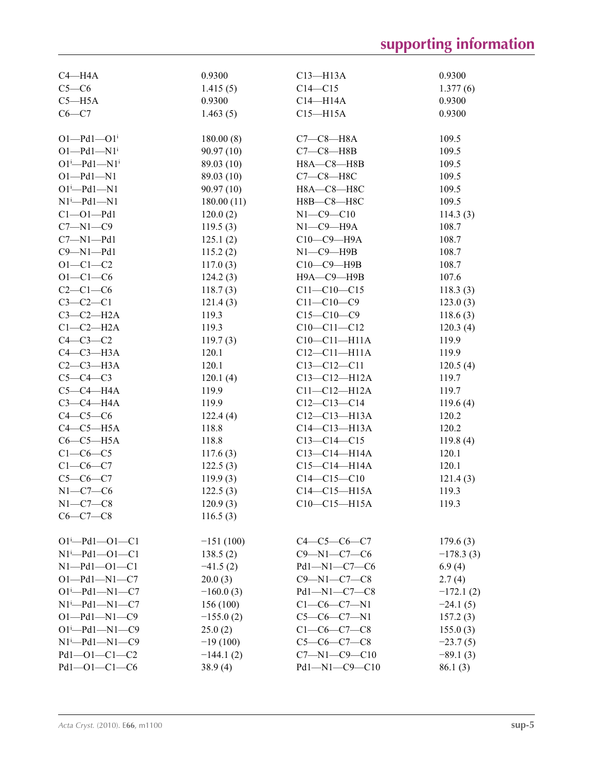| | | | |
|---|---|---|---|
| C4—H4A | 0.9300 | C13—H13A | 0.9300 |
| C5—C6 | 1.415 (5) | C14—C15 | 1.377 (6) |
| C5—H5A | 0.9300 | C14—H14A | 0.9300 |
| C6—C7 | 1.463 (5) | C15—H15A | 0.9300 |

| | | | |
|---|---|---|---|
| O1—Pd1—O1$^{i}$ | 180.00 (8) | C7—C8—H8A | 109.5 |
| O1—Pd1—N1$^{i}$ | 90.97 (10) | C7—C8—H8B | 109.5 |
| O1$^{i}$—Pd1—N1$^{i}$ | 89.03 (10) | H8A—C8—H8B | 109.5 |
| O1—Pd1—N1 | 89.03 (10) | C7—C8—H8C | 109.5 |
| O1$^{i}$—Pd1—N1 | 90.97 (10) | H8A—C8—H8C | 109.5 |
| N1$^{i}$—Pd1—N1 | 180.00 (11) | H8B—C8—H8C | 109.5 |
| C1—O1—Pd1 | 120.0 (2) | N1—C9—C10 | 114.3 (3) |
| C7—N1—C9 | 119.5 (3) | N1—C9—H9A | 108.7 |
| C7—N1—Pd1 | 125.1 (2) | C10—C9—H9A | 108.7 |
| C9—N1—Pd1 | 115.2 (2) | N1—C9—H9B | 108.7 |
| O1—C1—C2 | 117.0 (3) | C10—C9—H9B | 108.7 |
| O1—C1—C6 | 124.2 (3) | H9A—C9—H9B | 107.6 |
| C2—C1—C6 | 118.7 (3) | C11—C10—C15 | 118.3 (3) |
| C3—C2—C1 | 121.4 (3) | C11—C10—C9 | 123.0 (3) |
| C3—C2—H2A | 119.3 | C15—C10—C9 | 118.6 (3) |
| C1—C2—H2A | 119.3 | C10—C11—C12 | 120.3 (4) |
| C4—C3—C2 | 119.7 (3) | C10—C11—H11A | 119.9 |
| C4—C3—H3A | 120.1 | C12—C11—H11A | 119.9 |
| C2—C3—H3A | 120.1 | C13—C12—C11 | 120.5 (4) |
| C5—C4—C3 | 120.1 (4) | C13—C12—H12A | 119.7 |
| C5—C4—H4A | 119.9 | C11—C12—H12A | 119.7 |
| C3—C4—H4A | 119.9 | C12—C13—C14 | 119.6 (4) |
| C4—C5—C6 | 122.4 (4) | C12—C13—H13A | 120.2 |
| C4—C5—H5A | 118.8 | C14—C13—H13A | 120.2 |
| C6—C5—H5A | 118.8 | C13—C14—C15 | 119.8 (4) |
| C1—C6—C5 | 117.6 (3) | C13—C14—H14A | 120.1 |
| C1—C6—C7 | 122.5 (3) | C15—C14—H14A | 120.1 |
| C5—C6—C7 | 119.9 (3) | C14—C15—C10 | 121.4 (3) |
| N1—C7—C6 | 122.5 (3) | C14—C15—H15A | 119.3 |
| N1—C7—C8 | 120.9 (3) | C10—C15—H15A | 119.3 |
| C6—C7—C8 | 116.5 (3) | | |

| | | | |
|---|---|---|---|
| O1$^{i}$—Pd1—O1—C1 | −151 (100) | C4—C5—C6—C7 | 179.6 (3) |
| N1$^{i}$—Pd1—O1—C1 | 138.5 (2) | C9—N1—C7—C6 | −178.3 (3) |
| N1—Pd1—O1—C1 | −41.5 (2) | Pd1—N1—C7—C6 | 6.9 (4) |
| O1—Pd1—N1—C7 | 20.0 (3) | C9—N1—C7—C8 | 2.7 (4) |
| O1$^{i}$—Pd1—N1—C7 | −160.0 (3) | Pd1—N1—C7—C8 | −172.1 (2) |
| N1$^{i}$—Pd1—N1—C7 | 156 (100) | C1—C6—C7—N1 | −24.1 (5) |
| O1—Pd1—N1—C9 | −155.0 (2) | C5—C6—C7—N1 | 157.2 (3) |
| O1$^{i}$—Pd1—N1—C9 | 25.0 (2) | C1—C6—C7—C8 | 155.0 (3) |
| N1$^{i}$—Pd1—N1—C9 | −19 (100) | C5—C6—C7—C8 | −23.7 (5) |
| Pd1—O1—C1—C2 | −144.1 (2) | C7—N1—C9—C10 | −89.1 (3) |
| Pd1—O1—C1—C6 | 38.9 (4) | Pd1—N1—C9—C10 | 86.1 (3) |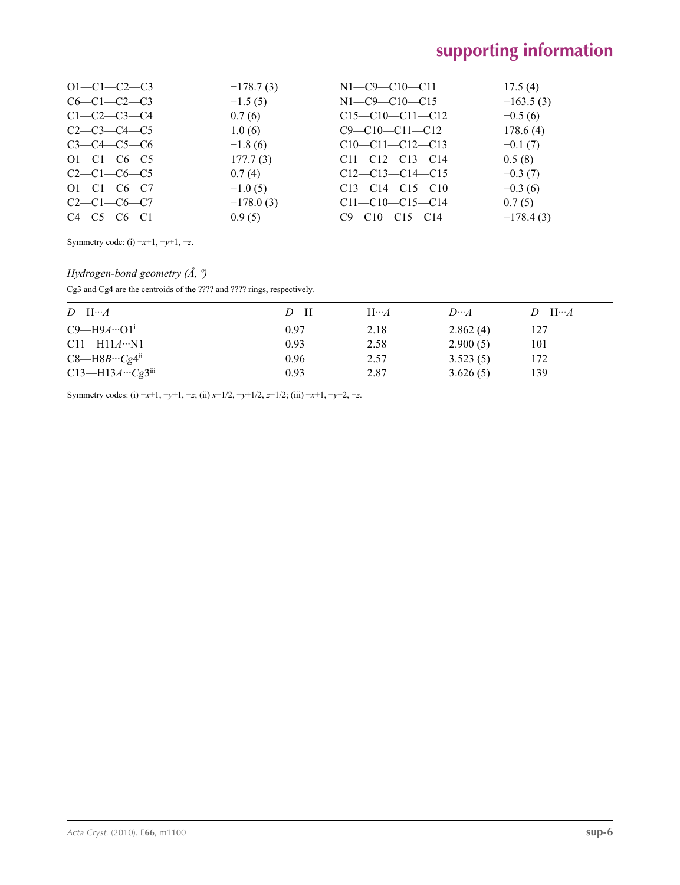| | | | |
|---|---|---|---|
| O1—C1—C2—C3 | −178.7 (3) | N1—C9—C10—C11 | 17.5 (4) |
| C6—C1—C2—C3 | −1.5 (5) | N1—C9—C10—C15 | −163.5 (3) |
| C1—C2—C3—C4 | 0.7 (6) | C15—C10—C11—C12 | −0.5 (6) |
| C2—C3—C4—C5 | 1.0 (6) | C9—C10—C11—C12 | 178.6 (4) |
| C3—C4—C5—C6 | −1.8 (6) | C10—C11—C12—C13 | −0.1 (7) |
| O1—C1—C6—C5 | 177.7 (3) | C11—C12—C13—C14 | 0.5 (8) |
| C2—C1—C6—C5 | 0.7 (4) | C12—C13—C14—C15 | −0.3 (7) |
| O1—C1—C6—C7 | −1.0 (5) | C13—C14—C15—C10 | −0.3 (6) |
| C2—C1—C6—C7 | −178.0 (3) | C11—C10—C15—C14 | 0.7 (5) |
| C4—C5—C6—C1 | 0.9 (5) | C9—C10—C15—C14 | −178.4 (3) |

Symmetry code: (i) −*x*+1, −*y*+1, −*z*.

### *Hydrogen-bond geometry (Å, º)*

Cg3 and Cg4 are the centroids of the ???? and ???? rings, respectively.

| *D*—H···*A* | *D*—H | H···*A* | *D*···*A* | *D*—H···*A* |
|---|---|---|---|---|
| C9—H9*A*···O1[i] | 0.97 | 2.18 | 2.862 (4) | 127 |
| C11—H11*A*···N1 | 0.93 | 2.58 | 2.900 (5) | 101 |
| C8—H8*B*···*Cg*4[ii] | 0.96 | 2.57 | 3.523 (5) | 172 |
| C13—H13*A*···*Cg*3[iii] | 0.93 | 2.87 | 3.626 (5) | 139 |

Symmetry codes: (i) −*x*+1, −*y*+1, −*z*; (ii) *x*−1/2, −*y*+1/2, *z*−1/2; (iii) −*x*+1, −*y*+2, −*z*.